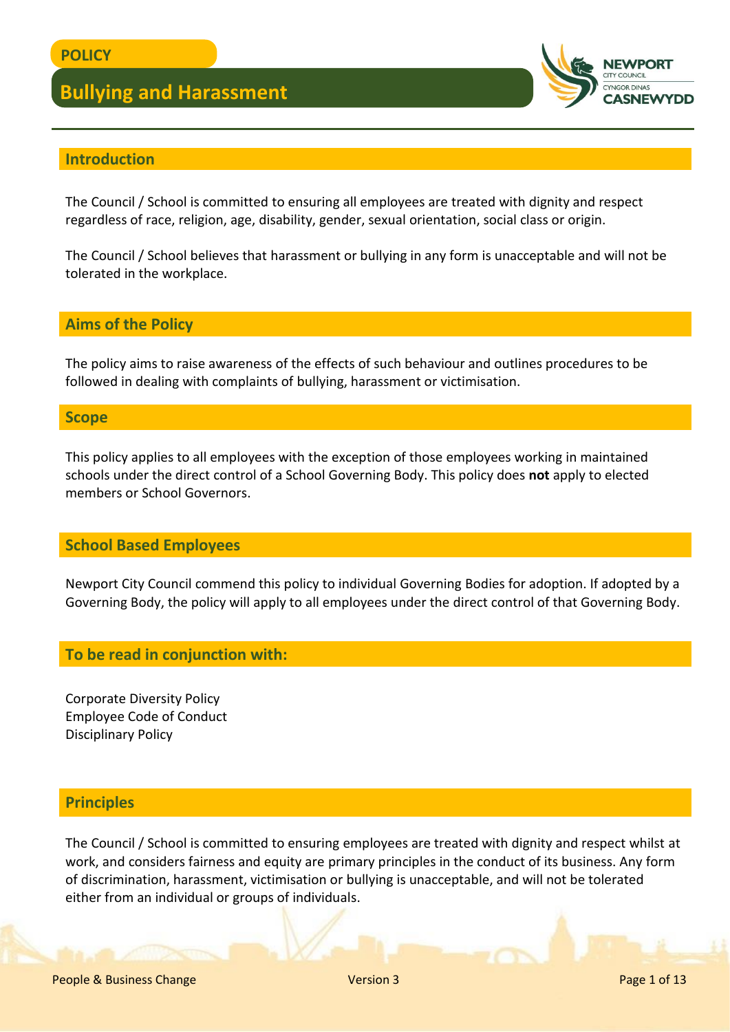POLICY

# Bullying and Harassment

## Introduction

The Council / School is committed to ensuring all employees are treated with dignity and respect regardless of race, religion, age, disability, gender, sexual orientation, social class or origin.

The Council / School believes that harassment or bullying in any form is unacceptable and will not be tolerated in the workplace.

## Aims of the Policy

The policy aims to raise awareness of the effects of such behaviour and outlines procedures to be followed in dealing with complaints of bullying, harassment or victimisation.

## Scope

This policy applies to all employees with the exception of those employees working in maintained schools under the direct control of a School Governing Body. This policy does **not** apply to elected members or School Governors.

## School Based Employees

Newport City Council commend this policy to individual Governing Bodies for adoption. If adopted by a Governing Body, the policy will apply to all employees under the direct control of that Governing Body.

## To be read in conjunction with:

Corporate Diversity Policy
Employee Code of Conduct
Disciplinary Policy

## Principles

The Council / School is committed to ensuring employees are treated with dignity and respect whilst at work, and considers fairness and equity are primary principles in the conduct of its business. Any form of discrimination, harassment, victimisation or bullying is unacceptable, and will not be tolerated either from an individual or groups of individuals.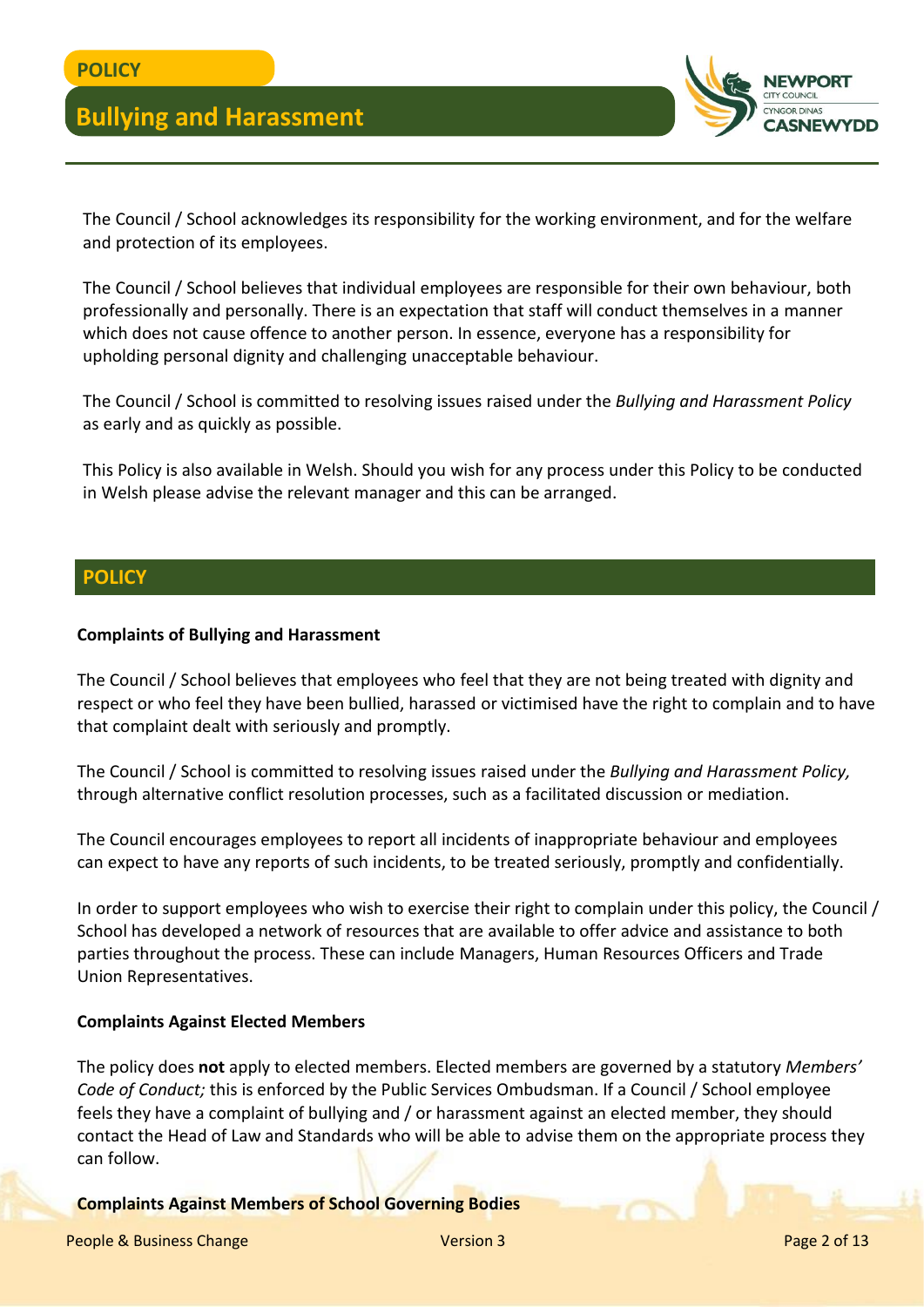The Council / School acknowledges its responsibility for the working environment, and for the welfare and protection of its employees.

The Council / School believes that individual employees are responsible for their own behaviour, both professionally and personally. There is an expectation that staff will conduct themselves in a manner which does not cause offence to another person. In essence, everyone has a responsibility for upholding personal dignity and challenging unacceptable behaviour.

The Council / School is committed to resolving issues raised under the *Bullying and Harassment Policy* as early and as quickly as possible.

This Policy is also available in Welsh. Should you wish for any process under this Policy to be conducted in Welsh please advise the relevant manager and this can be arranged.

## POLICY

**Complaints of Bullying and Harassment**

The Council / School believes that employees who feel that they are not being treated with dignity and respect or who feel they have been bullied, harassed or victimised have the right to complain and to have that complaint dealt with seriously and promptly.

The Council / School is committed to resolving issues raised under the *Bullying and Harassment Policy,* through alternative conflict resolution processes, such as a facilitated discussion or mediation.

The Council encourages employees to report all incidents of inappropriate behaviour and employees can expect to have any reports of such incidents, to be treated seriously, promptly and confidentially.

In order to support employees who wish to exercise their right to complain under this policy, the Council / School has developed a network of resources that are available to offer advice and assistance to both parties throughout the process. These can include Managers, Human Resources Officers and Trade Union Representatives.

**Complaints Against Elected Members**

The policy does **not** apply to elected members. Elected members are governed by a statutory *Members' Code of Conduct;* this is enforced by the Public Services Ombudsman. If a Council / School employee feels they have a complaint of bullying and / or harassment against an elected member, they should contact the Head of Law and Standards who will be able to advise them on the appropriate process they can follow.

**Complaints Against Members of School Governing Bodies**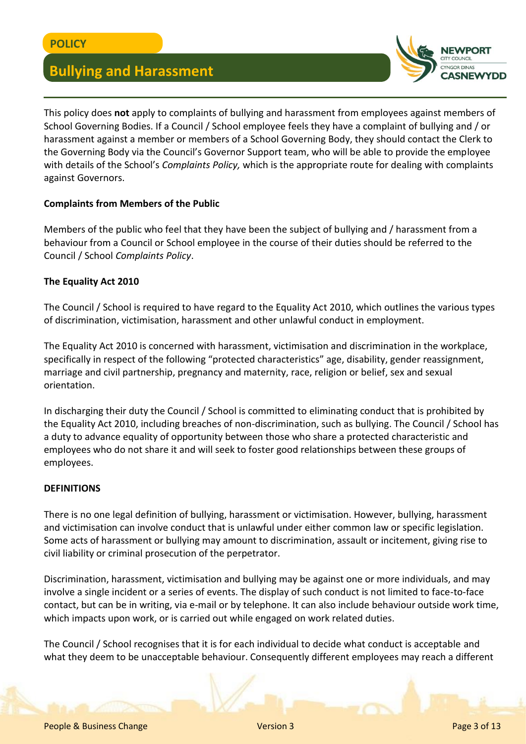This policy does **not** apply to complaints of bullying and harassment from employees against members of School Governing Bodies. If a Council / School employee feels they have a complaint of bullying and / or harassment against a member or members of a School Governing Body, they should contact the Clerk to the Governing Body via the Council's Governor Support team, who will be able to provide the employee with details of the School's *Complaints Policy,* which is the appropriate route for dealing with complaints against Governors.

**Complaints from Members of the Public**

Members of the public who feel that they have been the subject of bullying and / harassment from a behaviour from a Council or School employee in the course of their duties should be referred to the Council / School *Complaints Policy*.

**The Equality Act 2010**

The Council / School is required to have regard to the Equality Act 2010, which outlines the various types of discrimination, victimisation, harassment and other unlawful conduct in employment.

The Equality Act 2010 is concerned with harassment, victimisation and discrimination in the workplace, specifically in respect of the following "protected characteristics" age, disability, gender reassignment, marriage and civil partnership, pregnancy and maternity, race, religion or belief, sex and sexual orientation.

In discharging their duty the Council / School is committed to eliminating conduct that is prohibited by the Equality Act 2010, including breaches of non-discrimination, such as bullying. The Council / School has a duty to advance equality of opportunity between those who share a protected characteristic and employees who do not share it and will seek to foster good relationships between these groups of employees.

**DEFINITIONS**

There is no one legal definition of bullying, harassment or victimisation. However, bullying, harassment and victimisation can involve conduct that is unlawful under either common law or specific legislation. Some acts of harassment or bullying may amount to discrimination, assault or incitement, giving rise to civil liability or criminal prosecution of the perpetrator.

Discrimination, harassment, victimisation and bullying may be against one or more individuals, and may involve a single incident or a series of events. The display of such conduct is not limited to face-to-face contact, but can be in writing, via e-mail or by telephone. It can also include behaviour outside work time, which impacts upon work, or is carried out while engaged on work related duties.

The Council / School recognises that it is for each individual to decide what conduct is acceptable and what they deem to be unacceptable behaviour. Consequently different employees may reach a different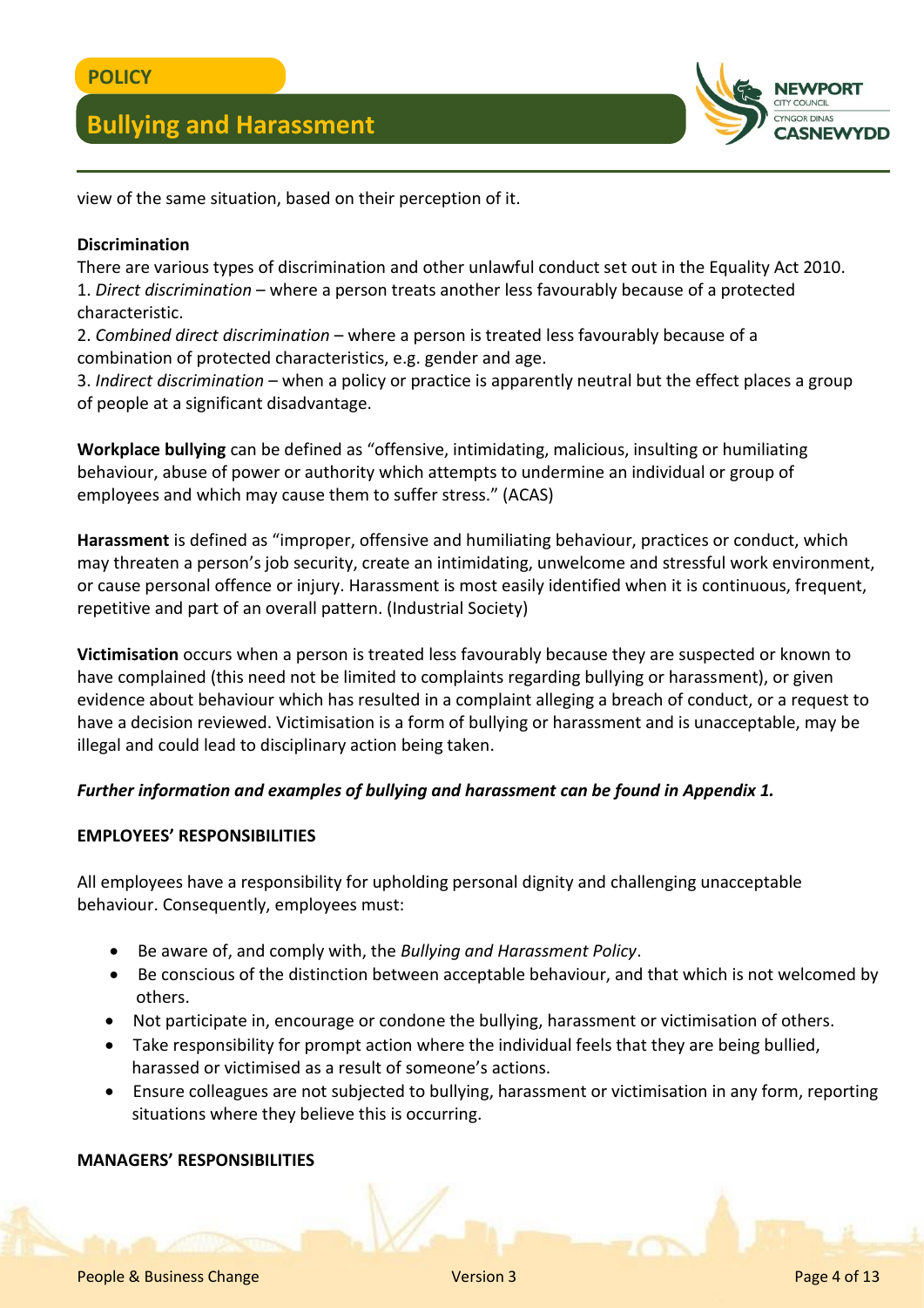view of the same situation, based on their perception of it.

**Discrimination**

There are various types of discrimination and other unlawful conduct set out in the Equality Act 2010.

1. *Direct discrimination* – where a person treats another less favourably because of a protected characteristic.
2. *Combined direct discrimination* – where a person is treated less favourably because of a combination of protected characteristics, e.g. gender and age.
3. *Indirect discrimination* – when a policy or practice is apparently neutral but the effect places a group of people at a significant disadvantage.

**Workplace bullying** can be defined as "offensive, intimidating, malicious, insulting or humiliating behaviour, abuse of power or authority which attempts to undermine an individual or group of employees and which may cause them to suffer stress." (ACAS)

**Harassment** is defined as "improper, offensive and humiliating behaviour, practices or conduct, which may threaten a person's job security, create an intimidating, unwelcome and stressful work environment, or cause personal offence or injury. Harassment is most easily identified when it is continuous, frequent, repetitive and part of an overall pattern. (Industrial Society)

**Victimisation** occurs when a person is treated less favourably because they are suspected or known to have complained (this need not be limited to complaints regarding bullying or harassment), or given evidence about behaviour which has resulted in a complaint alleging a breach of conduct, or a request to have a decision reviewed. Victimisation is a form of bullying or harassment and is unacceptable, may be illegal and could lead to disciplinary action being taken.

***Further information and examples of bullying and harassment can be found in Appendix 1.***

**EMPLOYEES' RESPONSIBILITIES**

All employees have a responsibility for upholding personal dignity and challenging unacceptable behaviour. Consequently, employees must:

- Be aware of, and comply with, the *Bullying and Harassment Policy*.
- Be conscious of the distinction between acceptable behaviour, and that which is not welcomed by others.
- Not participate in, encourage or condone the bullying, harassment or victimisation of others.
- Take responsibility for prompt action where the individual feels that they are being bullied, harassed or victimised as a result of someone's actions.
- Ensure colleagues are not subjected to bullying, harassment or victimisation in any form, reporting situations where they believe this is occurring.

**MANAGERS' RESPONSIBILITIES**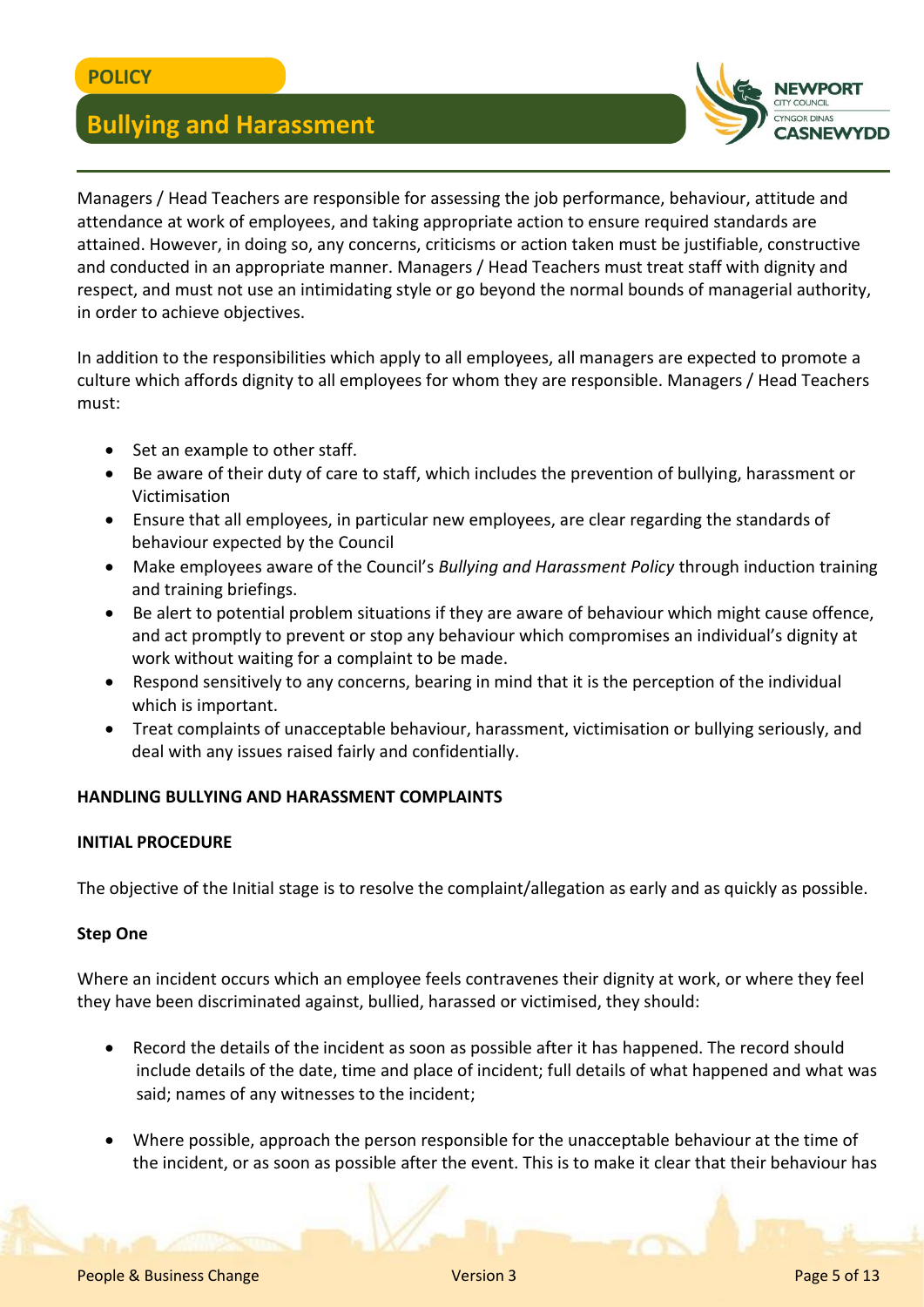Managers / Head Teachers are responsible for assessing the job performance, behaviour, attitude and attendance at work of employees, and taking appropriate action to ensure required standards are attained. However, in doing so, any concerns, criticisms or action taken must be justifiable, constructive and conducted in an appropriate manner. Managers / Head Teachers must treat staff with dignity and respect, and must not use an intimidating style or go beyond the normal bounds of managerial authority, in order to achieve objectives.

In addition to the responsibilities which apply to all employees, all managers are expected to promote a culture which affords dignity to all employees for whom they are responsible. Managers / Head Teachers must:

- Set an example to other staff.
- Be aware of their duty of care to staff, which includes the prevention of bullying, harassment or Victimisation
- Ensure that all employees, in particular new employees, are clear regarding the standards of behaviour expected by the Council
- Make employees aware of the Council's *Bullying and Harassment Policy* through induction training and training briefings.
- Be alert to potential problem situations if they are aware of behaviour which might cause offence, and act promptly to prevent or stop any behaviour which compromises an individual's dignity at work without waiting for a complaint to be made.
- Respond sensitively to any concerns, bearing in mind that it is the perception of the individual which is important.
- Treat complaints of unacceptable behaviour, harassment, victimisation or bullying seriously, and deal with any issues raised fairly and confidentially.

**HANDLING BULLYING AND HARASSMENT COMPLAINTS**

**INITIAL PROCEDURE**

The objective of the Initial stage is to resolve the complaint/allegation as early and as quickly as possible.

**Step One**

Where an incident occurs which an employee feels contravenes their dignity at work, or where they feel they have been discriminated against, bullied, harassed or victimised, they should:

- Record the details of the incident as soon as possible after it has happened. The record should include details of the date, time and place of incident; full details of what happened and what was said; names of any witnesses to the incident;

- Where possible, approach the person responsible for the unacceptable behaviour at the time of the incident, or as soon as possible after the event. This is to make it clear that their behaviour has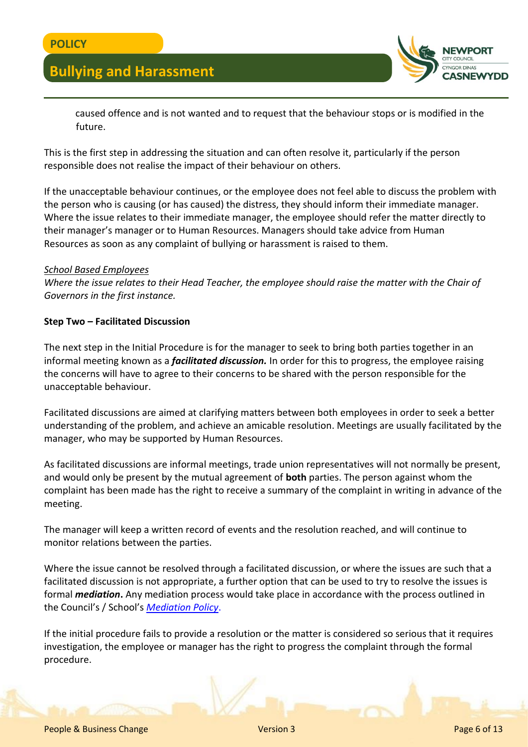caused offence and is not wanted and to request that the behaviour stops or is modified in the future.

This is the first step in addressing the situation and can often resolve it, particularly if the person responsible does not realise the impact of their behaviour on others.

If the unacceptable behaviour continues, or the employee does not feel able to discuss the problem with the person who is causing (or has caused) the distress, they should inform their immediate manager. Where the issue relates to their immediate manager, the employee should refer the matter directly to their manager's manager or to Human Resources. Managers should take advice from Human Resources as soon as any complaint of bullying or harassment is raised to them.

*School Based Employees*
*Where the issue relates to their Head Teacher, the employee should raise the matter with the Chair of Governors in the first instance.*

**Step Two – Facilitated Discussion**

The next step in the Initial Procedure is for the manager to seek to bring both parties together in an informal meeting known as a ***facilitated discussion.*** In order for this to progress, the employee raising the concerns will have to agree to their concerns to be shared with the person responsible for the unacceptable behaviour.

Facilitated discussions are aimed at clarifying matters between both employees in order to seek a better understanding of the problem, and achieve an amicable resolution. Meetings are usually facilitated by the manager, who may be supported by Human Resources.

As facilitated discussions are informal meetings, trade union representatives will not normally be present, and would only be present by the mutual agreement of **both** parties. The person against whom the complaint has been made has the right to receive a summary of the complaint in writing in advance of the meeting.

The manager will keep a written record of events and the resolution reached, and will continue to monitor relations between the parties.

Where the issue cannot be resolved through a facilitated discussion, or where the issues are such that a facilitated discussion is not appropriate, a further option that can be used to try to resolve the issues is formal ***mediation*****.** Any mediation process would take place in accordance with the process outlined in the Council's / School's *Mediation Policy*.

If the initial procedure fails to provide a resolution or the matter is considered so serious that it requires investigation, the employee or manager has the right to progress the complaint through the formal procedure.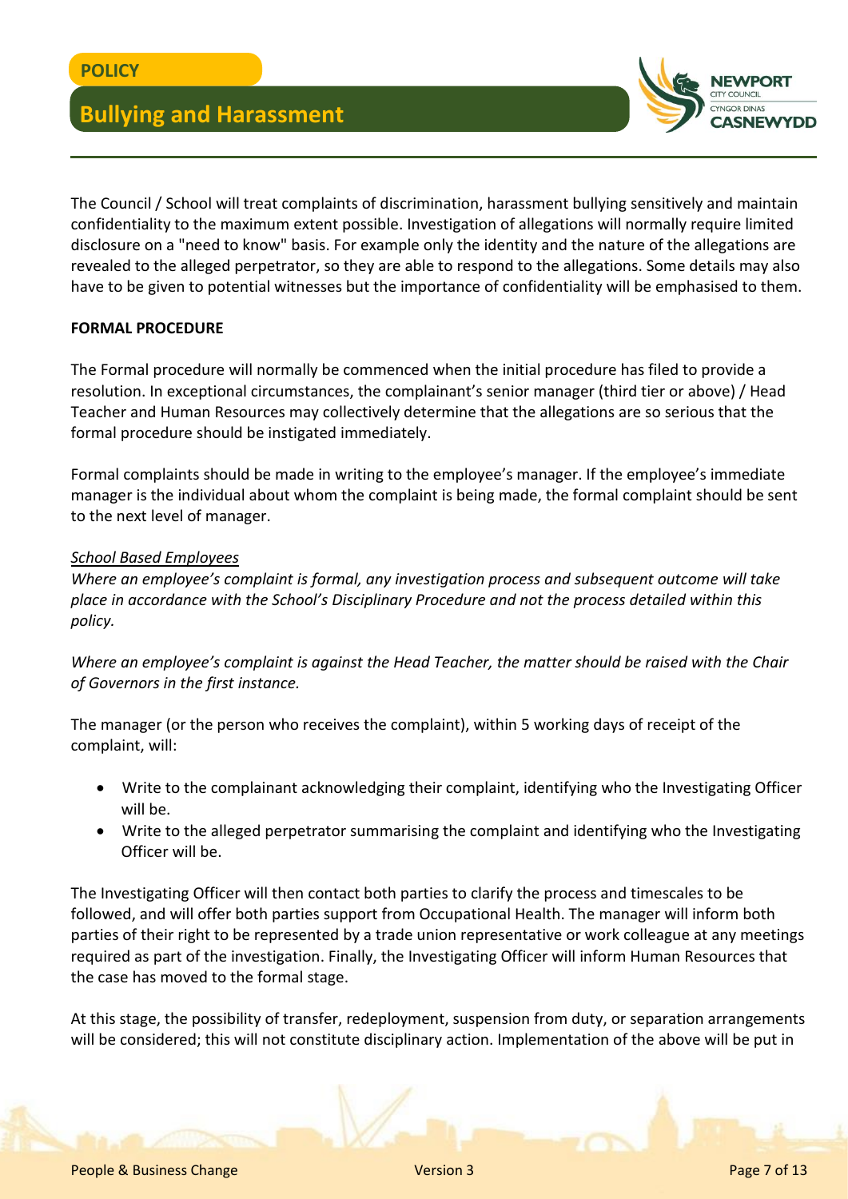The Council / School will treat complaints of discrimination, harassment bullying sensitively and maintain confidentiality to the maximum extent possible. Investigation of allegations will normally require limited disclosure on a "need to know" basis. For example only the identity and the nature of the allegations are revealed to the alleged perpetrator, so they are able to respond to the allegations. Some details may also have to be given to potential witnesses but the importance of confidentiality will be emphasised to them.

**FORMAL PROCEDURE**

The Formal procedure will normally be commenced when the initial procedure has filed to provide a resolution. In exceptional circumstances, the complainant's senior manager (third tier or above) / Head Teacher and Human Resources may collectively determine that the allegations are so serious that the formal procedure should be instigated immediately.

Formal complaints should be made in writing to the employee's manager. If the employee's immediate manager is the individual about whom the complaint is being made, the formal complaint should be sent to the next level of manager.

*School Based Employees*
*Where an employee's complaint is formal, any investigation process and subsequent outcome will take place in accordance with the School's Disciplinary Procedure and not the process detailed within this policy.*

*Where an employee's complaint is against the Head Teacher, the matter should be raised with the Chair of Governors in the first instance.*

The manager (or the person who receives the complaint), within 5 working days of receipt of the complaint, will:

- Write to the complainant acknowledging their complaint, identifying who the Investigating Officer will be.
- Write to the alleged perpetrator summarising the complaint and identifying who the Investigating Officer will be.

The Investigating Officer will then contact both parties to clarify the process and timescales to be followed, and will offer both parties support from Occupational Health. The manager will inform both parties of their right to be represented by a trade union representative or work colleague at any meetings required as part of the investigation. Finally, the Investigating Officer will inform Human Resources that the case has moved to the formal stage.

At this stage, the possibility of transfer, redeployment, suspension from duty, or separation arrangements will be considered; this will not constitute disciplinary action. Implementation of the above will be put in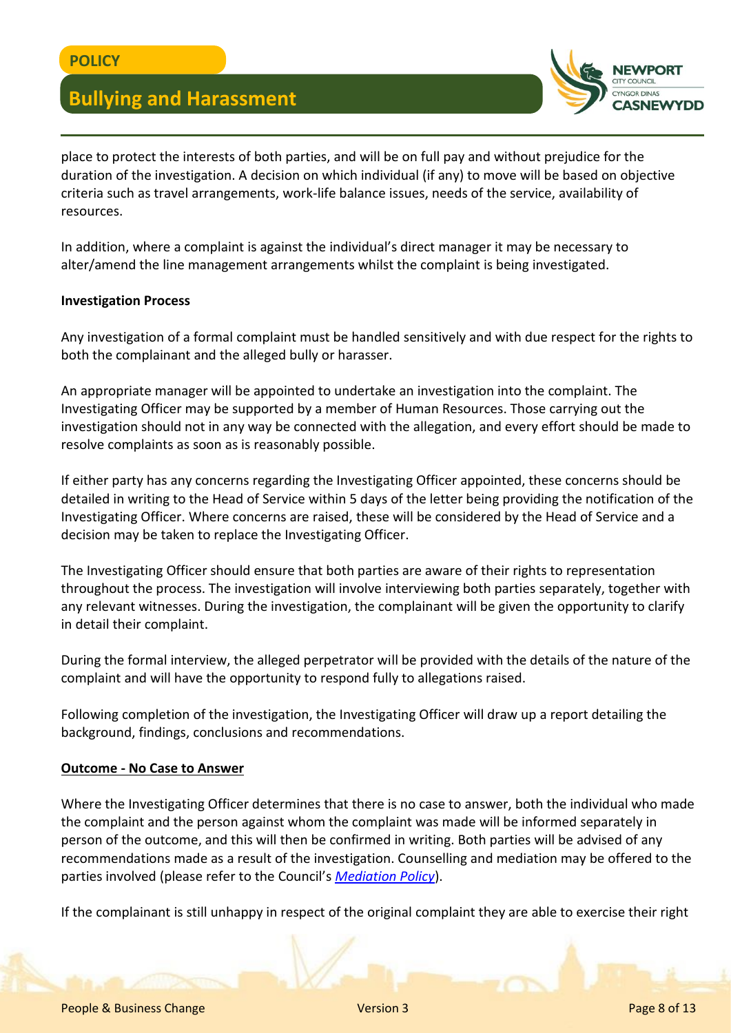place to protect the interests of both parties, and will be on full pay and without prejudice for the duration of the investigation. A decision on which individual (if any) to move will be based on objective criteria such as travel arrangements, work-life balance issues, needs of the service, availability of resources.

In addition, where a complaint is against the individual's direct manager it may be necessary to alter/amend the line management arrangements whilst the complaint is being investigated.

**Investigation Process**

Any investigation of a formal complaint must be handled sensitively and with due respect for the rights to both the complainant and the alleged bully or harasser.

An appropriate manager will be appointed to undertake an investigation into the complaint. The Investigating Officer may be supported by a member of Human Resources. Those carrying out the investigation should not in any way be connected with the allegation, and every effort should be made to resolve complaints as soon as is reasonably possible.

If either party has any concerns regarding the Investigating Officer appointed, these concerns should be detailed in writing to the Head of Service within 5 days of the letter being providing the notification of the Investigating Officer. Where concerns are raised, these will be considered by the Head of Service and a decision may be taken to replace the Investigating Officer.

The Investigating Officer should ensure that both parties are aware of their rights to representation throughout the process. The investigation will involve interviewing both parties separately, together with any relevant witnesses. During the investigation, the complainant will be given the opportunity to clarify in detail their complaint.

During the formal interview, the alleged perpetrator will be provided with the details of the nature of the complaint and will have the opportunity to respond fully to allegations raised.

Following completion of the investigation, the Investigating Officer will draw up a report detailing the background, findings, conclusions and recommendations.

**Outcome - No Case to Answer**

Where the Investigating Officer determines that there is no case to answer, both the individual who made the complaint and the person against whom the complaint was made will be informed separately in person of the outcome, and this will then be confirmed in writing. Both parties will be advised of any recommendations made as a result of the investigation. Counselling and mediation may be offered to the parties involved (please refer to the Council's *Mediation Policy*).

If the complainant is still unhappy in respect of the original complaint they are able to exercise their right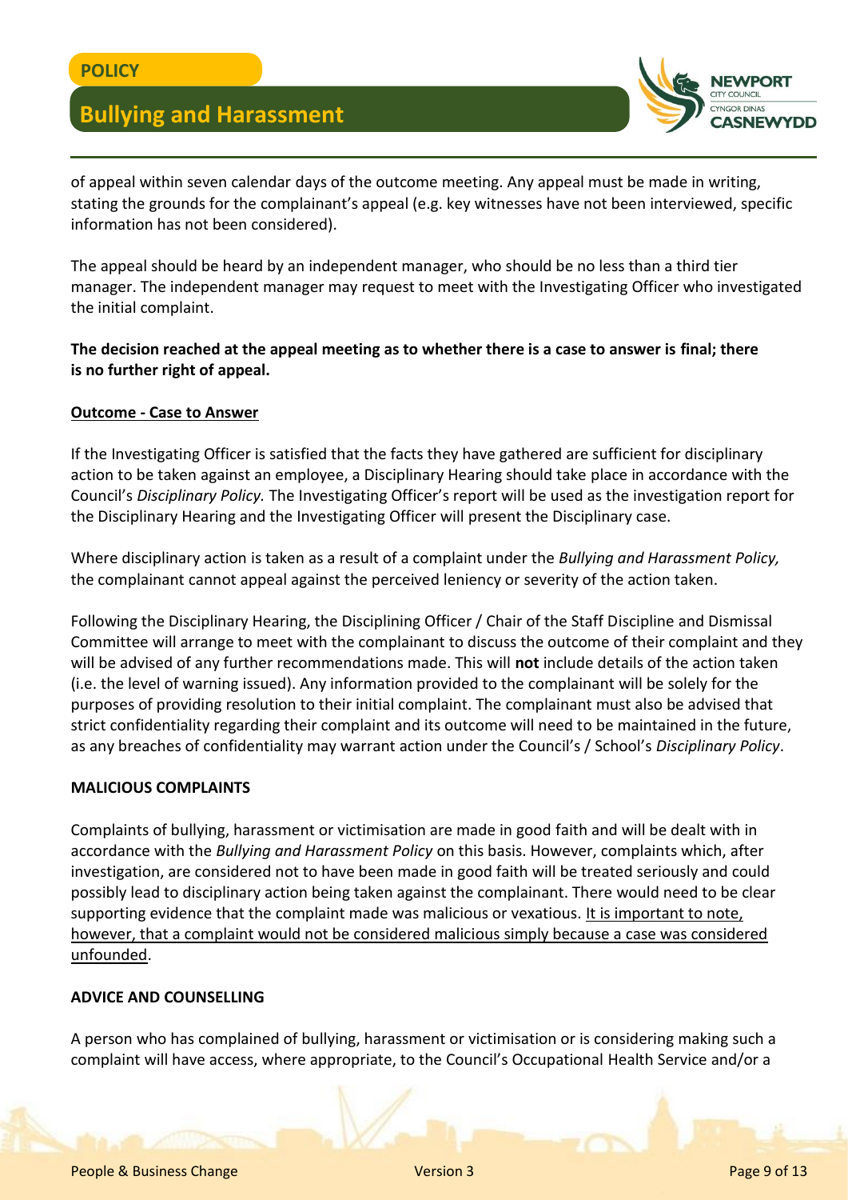of appeal within seven calendar days of the outcome meeting. Any appeal must be made in writing, stating the grounds for the complainant's appeal (e.g. key witnesses have not been interviewed, specific information has not been considered).

The appeal should be heard by an independent manager, who should be no less than a third tier manager. The independent manager may request to meet with the Investigating Officer who investigated the initial complaint.

**The decision reached at the appeal meeting as to whether there is a case to answer is final; there is no further right of appeal.**

**Outcome - Case to Answer**

If the Investigating Officer is satisfied that the facts they have gathered are sufficient for disciplinary action to be taken against an employee, a Disciplinary Hearing should take place in accordance with the Council's *Disciplinary Policy.* The Investigating Officer's report will be used as the investigation report for the Disciplinary Hearing and the Investigating Officer will present the Disciplinary case.

Where disciplinary action is taken as a result of a complaint under the *Bullying and Harassment Policy,* the complainant cannot appeal against the perceived leniency or severity of the action taken.

Following the Disciplinary Hearing, the Disciplining Officer / Chair of the Staff Discipline and Dismissal Committee will arrange to meet with the complainant to discuss the outcome of their complaint and they will be advised of any further recommendations made. This will **not** include details of the action taken (i.e. the level of warning issued). Any information provided to the complainant will be solely for the purposes of providing resolution to their initial complaint. The complainant must also be advised that strict confidentiality regarding their complaint and its outcome will need to be maintained in the future, as any breaches of confidentiality may warrant action under the Council's / School's *Disciplinary Policy*.

## MALICIOUS COMPLAINTS

Complaints of bullying, harassment or victimisation are made in good faith and will be dealt with in accordance with the *Bullying and Harassment Policy* on this basis. However, complaints which, after investigation, are considered not to have been made in good faith will be treated seriously and could possibly lead to disciplinary action being taken against the complainant. There would need to be clear supporting evidence that the complaint made was malicious or vexatious. It is important to note, however, that a complaint would not be considered malicious simply because a case was considered unfounded.

## ADVICE AND COUNSELLING

A person who has complained of bullying, harassment or victimisation or is considering making such a complaint will have access, where appropriate, to the Council's Occupational Health Service and/or a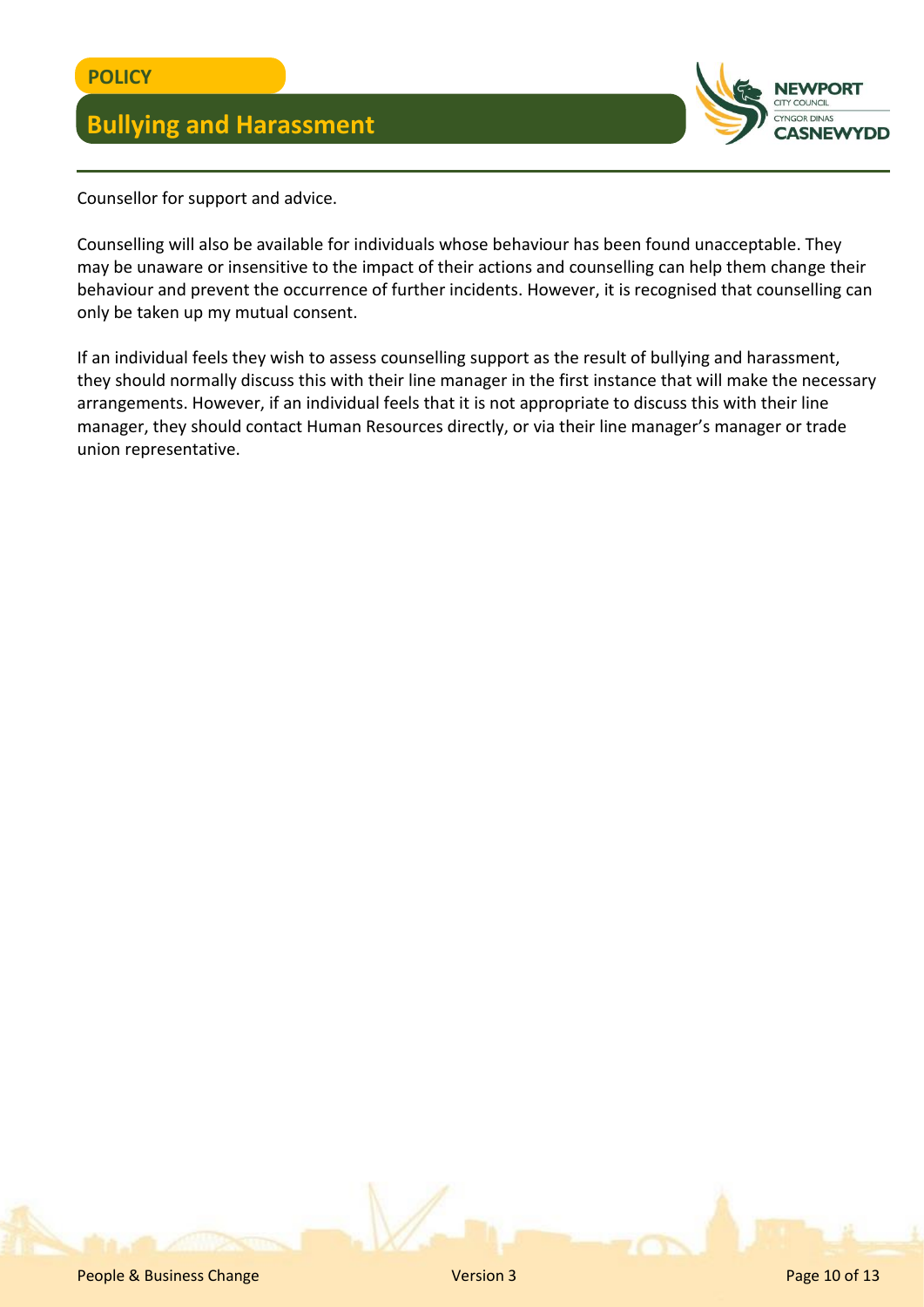Counsellor for support and advice.

Counselling will also be available for individuals whose behaviour has been found unacceptable. They may be unaware or insensitive to the impact of their actions and counselling can help them change their behaviour and prevent the occurrence of further incidents. However, it is recognised that counselling can only be taken up my mutual consent.

If an individual feels they wish to assess counselling support as the result of bullying and harassment, they should normally discuss this with their line manager in the first instance that will make the necessary arrangements. However, if an individual feels that it is not appropriate to discuss this with their line manager, they should contact Human Resources directly, or via their line manager's manager or trade union representative.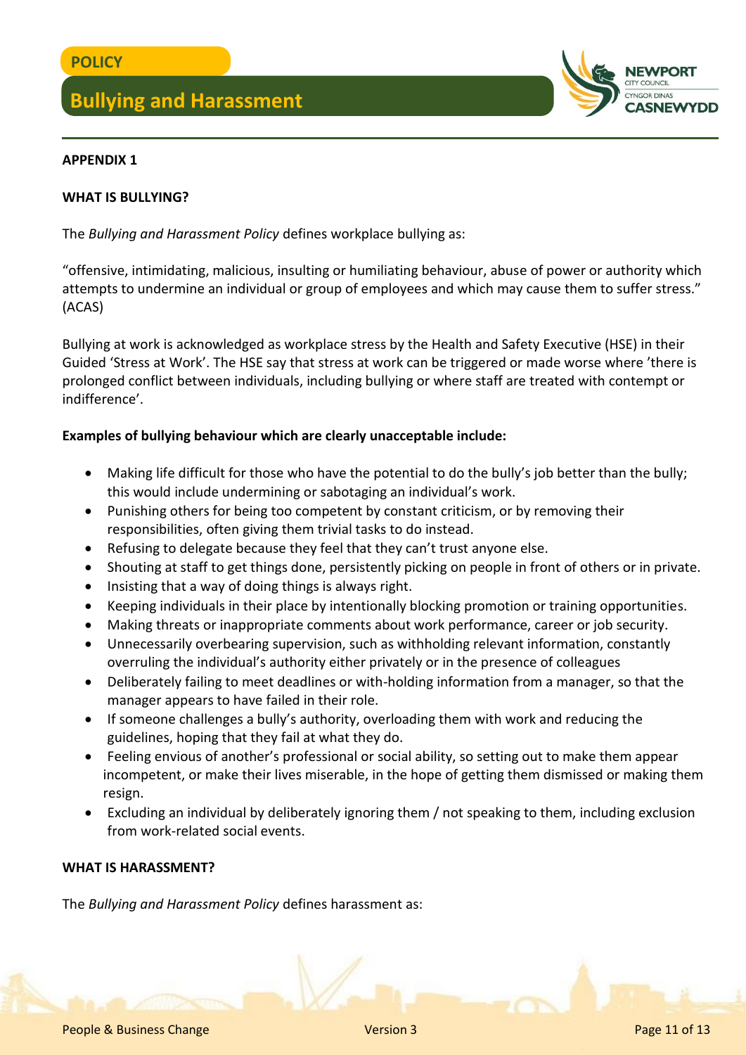## APPENDIX 1

### WHAT IS BULLYING?

The *Bullying and Harassment Policy* defines workplace bullying as:

"offensive, intimidating, malicious, insulting or humiliating behaviour, abuse of power or authority which attempts to undermine an individual or group of employees and which may cause them to suffer stress." (ACAS)

Bullying at work is acknowledged as workplace stress by the Health and Safety Executive (HSE) in their Guided 'Stress at Work'. The HSE say that stress at work can be triggered or made worse where 'there is prolonged conflict between individuals, including bullying or where staff are treated with contempt or indifference'.

**Examples of bullying behaviour which are clearly unacceptable include:**

- Making life difficult for those who have the potential to do the bully's job better than the bully; this would include undermining or sabotaging an individual's work.
- Punishing others for being too competent by constant criticism, or by removing their responsibilities, often giving them trivial tasks to do instead.
- Refusing to delegate because they feel that they can't trust anyone else.
- Shouting at staff to get things done, persistently picking on people in front of others or in private.
- Insisting that a way of doing things is always right.
- Keeping individuals in their place by intentionally blocking promotion or training opportunities.
- Making threats or inappropriate comments about work performance, career or job security.
- Unnecessarily overbearing supervision, such as withholding relevant information, constantly overruling the individual's authority either privately or in the presence of colleagues
- Deliberately failing to meet deadlines or with-holding information from a manager, so that the manager appears to have failed in their role.
- If someone challenges a bully's authority, overloading them with work and reducing the guidelines, hoping that they fail at what they do.
- Feeling envious of another's professional or social ability, so setting out to make them appear incompetent, or make their lives miserable, in the hope of getting them dismissed or making them resign.
- Excluding an individual by deliberately ignoring them / not speaking to them, including exclusion from work-related social events.

### WHAT IS HARASSMENT?

The *Bullying and Harassment Policy* defines harassment as: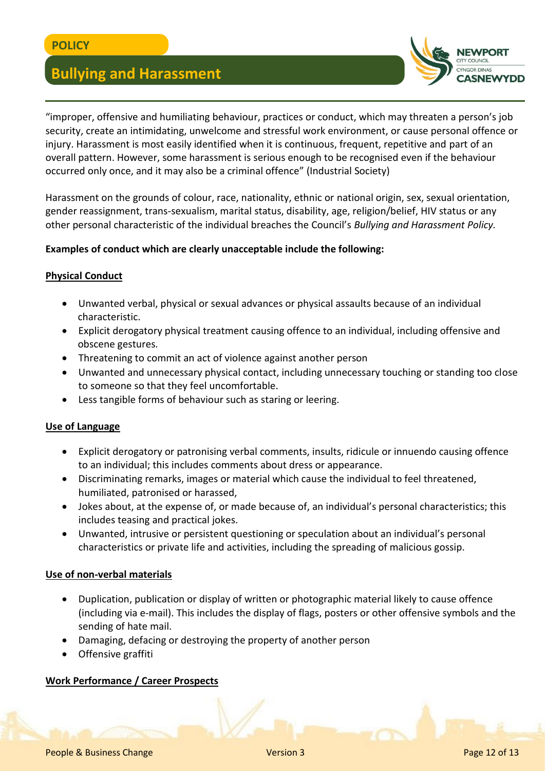"improper, offensive and humiliating behaviour, practices or conduct, which may threaten a person's job security, create an intimidating, unwelcome and stressful work environment, or cause personal offence or injury. Harassment is most easily identified when it is continuous, frequent, repetitive and part of an overall pattern. However, some harassment is serious enough to be recognised even if the behaviour occurred only once, and it may also be a criminal offence" (Industrial Society)

Harassment on the grounds of colour, race, nationality, ethnic or national origin, sex, sexual orientation, gender reassignment, trans-sexualism, marital status, disability, age, religion/belief, HIV status or any other personal characteristic of the individual breaches the Council's *Bullying and Harassment Policy.*

**Examples of conduct which are clearly unacceptable include the following:**

**Physical Conduct**

- Unwanted verbal, physical or sexual advances or physical assaults because of an individual characteristic.
- Explicit derogatory physical treatment causing offence to an individual, including offensive and obscene gestures.
- Threatening to commit an act of violence against another person
- Unwanted and unnecessary physical contact, including unnecessary touching or standing too close to someone so that they feel uncomfortable.
- Less tangible forms of behaviour such as staring or leering.

**Use of Language**

- Explicit derogatory or patronising verbal comments, insults, ridicule or innuendo causing offence to an individual; this includes comments about dress or appearance.
- Discriminating remarks, images or material which cause the individual to feel threatened, humiliated, patronised or harassed,
- Jokes about, at the expense of, or made because of, an individual's personal characteristics; this includes teasing and practical jokes.
- Unwanted, intrusive or persistent questioning or speculation about an individual's personal characteristics or private life and activities, including the spreading of malicious gossip.

**Use of non-verbal materials**

- Duplication, publication or display of written or photographic material likely to cause offence (including via e-mail). This includes the display of flags, posters or other offensive symbols and the sending of hate mail.
- Damaging, defacing or destroying the property of another person
- Offensive graffiti

**Work Performance / Career Prospects**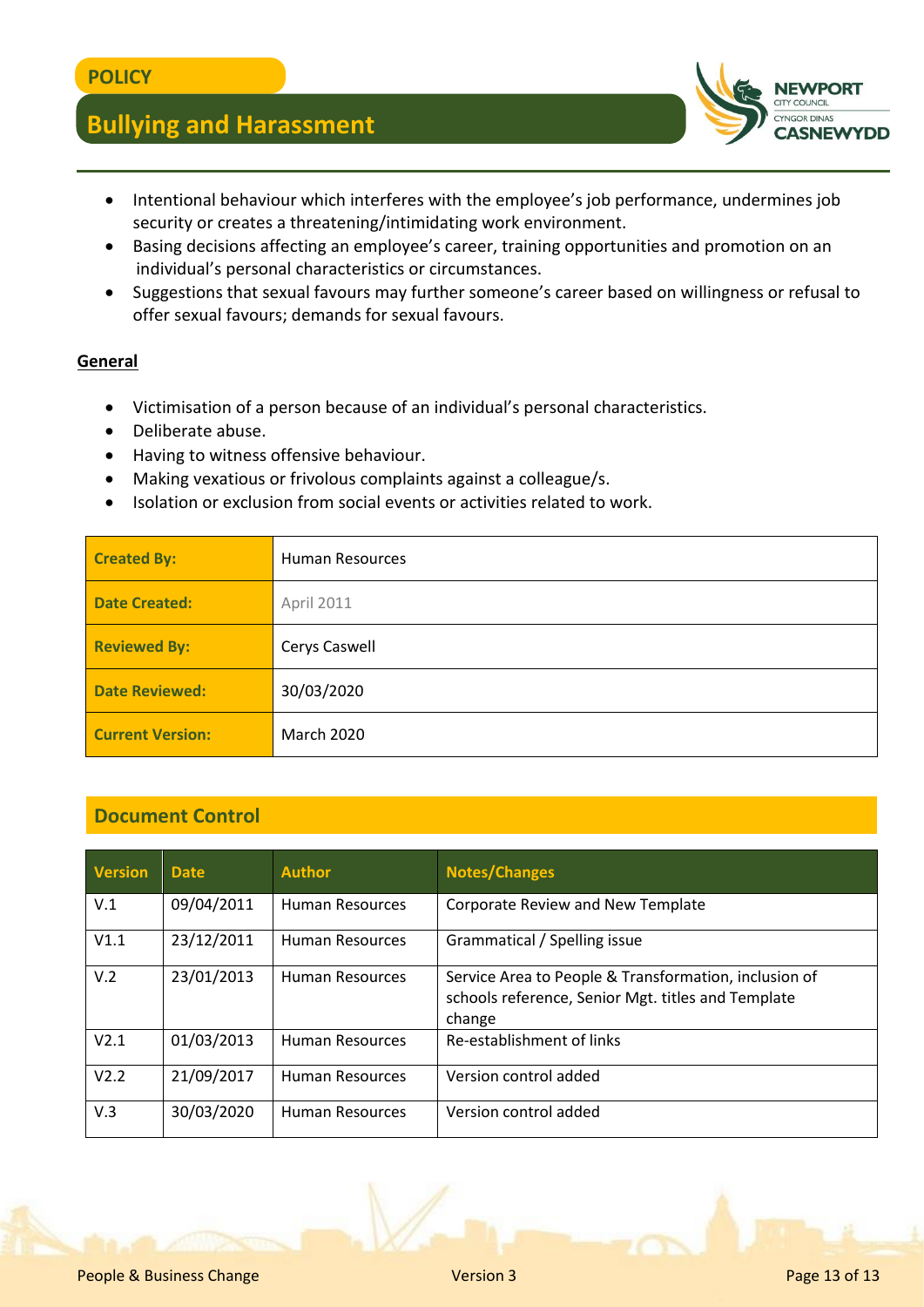- Intentional behaviour which interferes with the employee's job performance, undermines job security or creates a threatening/intimidating work environment.
- Basing decisions affecting an employee's career, training opportunities and promotion on an individual's personal characteristics or circumstances.
- Suggestions that sexual favours may further someone's career based on willingness or refusal to offer sexual favours; demands for sexual favours.

**General**

- Victimisation of a person because of an individual's personal characteristics.
- Deliberate abuse.
- Having to witness offensive behaviour.
- Making vexatious or frivolous complaints against a colleague/s.
- Isolation or exclusion from social events or activities related to work.

| | |
|---|---|
| **Created By:** | Human Resources |
| **Date Created:** | April 2011 |
| **Reviewed By:** | Cerys Caswell |
| **Date Reviewed:** | 30/03/2020 |
| **Current Version:** | March 2020 |

## Document Control

| Version | Date | Author | Notes/Changes |
|---|---|---|---|
| V.1 | 09/04/2011 | Human Resources | Corporate Review and New Template |
| V1.1 | 23/12/2011 | Human Resources | Grammatical / Spelling issue |
| V.2 | 23/01/2013 | Human Resources | Service Area to People & Transformation, inclusion of schools reference, Senior Mgt. titles and Template change |
| V2.1 | 01/03/2013 | Human Resources | Re-establishment of links |
| V2.2 | 21/09/2017 | Human Resources | Version control added |
| V.3 | 30/03/2020 | Human Resources | Version control added |